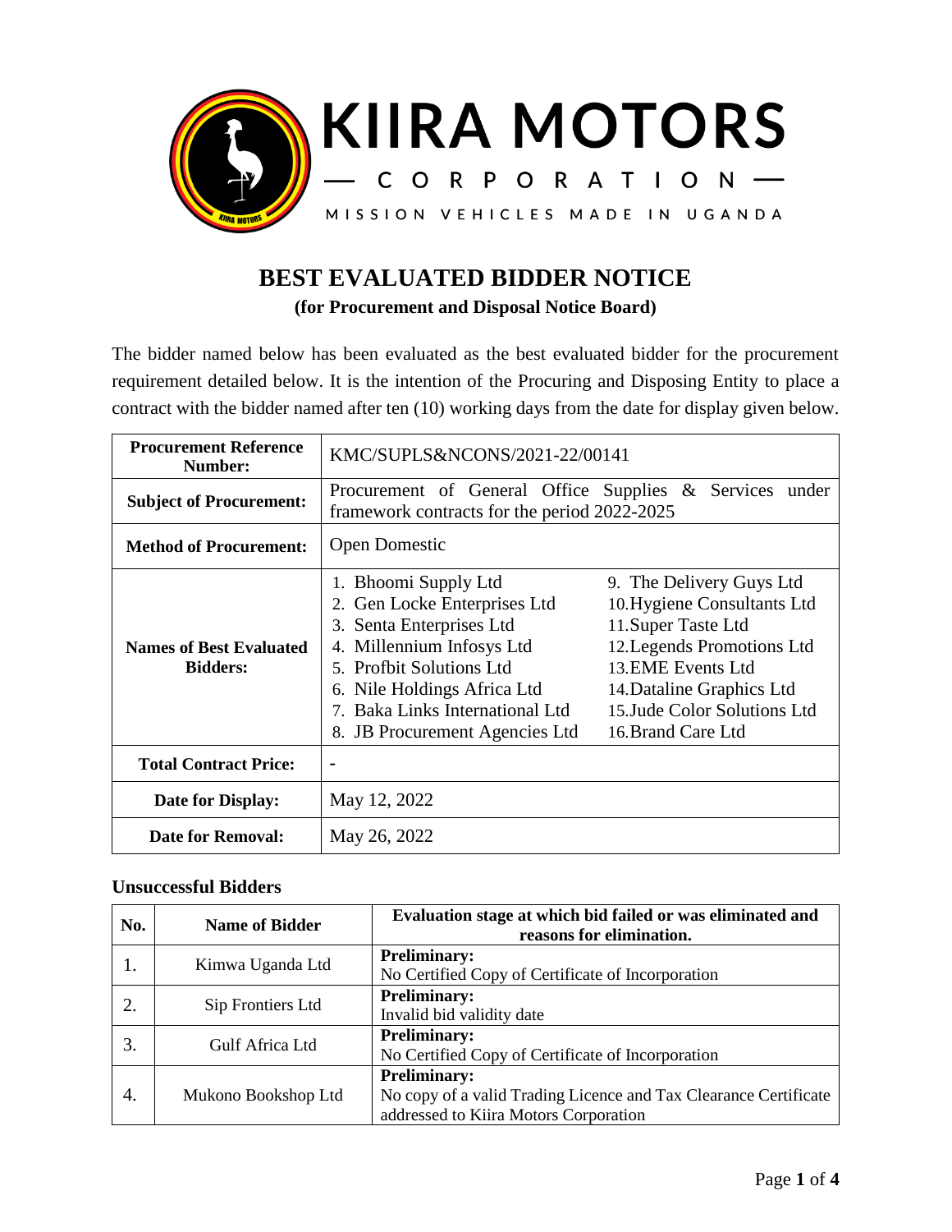KIIRA MOTORS

— CORPORATION —

MISSION VEHICLES MADE IN UGANDA

# BEST EVALUATED BIDDER NOTICE

**(for Procurement and Disposal Notice Board)**

The bidder named below has been evaluated as the best evaluated bidder for the procurement requirement detailed below. It is the intention of the Procuring and Disposing Entity to place a contract with the bidder named after ten (10) working days from the date for display given below.

| | |
|---|---|
| **Procurement Reference Number:** | KMC/SUPLS&NCONS/2021-22/00141 |
| **Subject of Procurement:** | Procurement of General Office Supplies & Services under framework contracts for the period 2022-2025 |
| **Method of Procurement:** | Open Domestic |
| **Names of Best Evaluated Bidders:** | 1. Bhoomi Supply Ltd<br>2. Gen Locke Enterprises Ltd<br>3. Senta Enterprises Ltd<br>4. Millennium Infosys Ltd<br>5. Profbit Solutions Ltd<br>6. Nile Holdings Africa Ltd<br>7. Baka Links International Ltd<br>8. JB Procurement Agencies Ltd<br>9. The Delivery Guys Ltd<br>10. Hygiene Consultants Ltd<br>11. Super Taste Ltd<br>12. Legends Promotions Ltd<br>13. EME Events Ltd<br>14. Dataline Graphics Ltd<br>15. Jude Color Solutions Ltd<br>16. Brand Care Ltd |
| **Total Contract Price:** | - |
| **Date for Display:** | May 12, 2022 |
| **Date for Removal:** | May 26, 2022 |

### Unsuccessful Bidders

| No. | Name of Bidder | Evaluation stage at which bid failed or was eliminated and reasons for elimination. |
|---|---|---|
| 1. | Kimwa Uganda Ltd | **Preliminary:**<br>No Certified Copy of Certificate of Incorporation |
| 2. | Sip Frontiers Ltd | **Preliminary:**<br>Invalid bid validity date |
| 3. | Gulf Africa Ltd | **Preliminary:**<br>No Certified Copy of Certificate of Incorporation |
| 4. | Mukono Bookshop Ltd | **Preliminary:**<br>No copy of a valid Trading Licence and Tax Clearance Certificate addressed to Kiira Motors Corporation |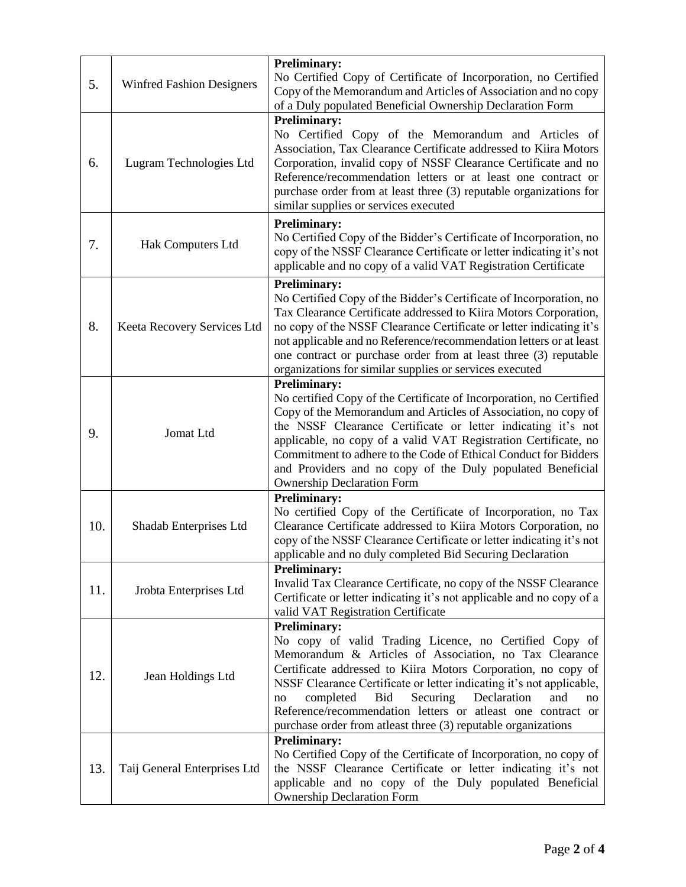| | | |
|---|---|---|
| 5. | Winfred Fashion Designers | **Preliminary:**<br>No Certified Copy of Certificate of Incorporation, no Certified Copy of the Memorandum and Articles of Association and no copy of a Duly populated Beneficial Ownership Declaration Form |
| 6. | Lugram Technologies Ltd | **Preliminary:**<br>No Certified Copy of the Memorandum and Articles of Association, Tax Clearance Certificate addressed to Kiira Motors Corporation, invalid copy of NSSF Clearance Certificate and no Reference/recommendation letters or at least one contract or purchase order from at least three (3) reputable organizations for similar supplies or services executed |
| 7. | Hak Computers Ltd | **Preliminary:**<br>No Certified Copy of the Bidder's Certificate of Incorporation, no copy of the NSSF Clearance Certificate or letter indicating it's not applicable and no copy of a valid VAT Registration Certificate |
| 8. | Keeta Recovery Services Ltd | **Preliminary:**<br>No Certified Copy of the Bidder's Certificate of Incorporation, no Tax Clearance Certificate addressed to Kiira Motors Corporation, no copy of the NSSF Clearance Certificate or letter indicating it's not applicable and no Reference/recommendation letters or at least one contract or purchase order from at least three (3) reputable organizations for similar supplies or services executed |
| 9. | Jomat Ltd | **Preliminary:**<br>No certified Copy of the Certificate of Incorporation, no Certified Copy of the Memorandum and Articles of Association, no copy of the NSSF Clearance Certificate or letter indicating it's not applicable, no copy of a valid VAT Registration Certificate, no Commitment to adhere to the Code of Ethical Conduct for Bidders and Providers and no copy of the Duly populated Beneficial Ownership Declaration Form |
| 10. | Shadab Enterprises Ltd | **Preliminary:**<br>No certified Copy of the Certificate of Incorporation, no Tax Clearance Certificate addressed to Kiira Motors Corporation, no copy of the NSSF Clearance Certificate or letter indicating it's not applicable and no duly completed Bid Securing Declaration |
| 11. | Jrobta Enterprises Ltd | **Preliminary:**<br>Invalid Tax Clearance Certificate, no copy of the NSSF Clearance Certificate or letter indicating it's not applicable and no copy of a valid VAT Registration Certificate |
| 12. | Jean Holdings Ltd | **Preliminary:**<br>No copy of valid Trading Licence, no Certified Copy of Memorandum & Articles of Association, no Tax Clearance Certificate addressed to Kiira Motors Corporation, no copy of NSSF Clearance Certificate or letter indicating it's not applicable, no completed Bid Securing Declaration and no Reference/recommendation letters or atleast one contract or purchase order from atleast three (3) reputable organizations |
| 13. | Taij General Enterprises Ltd | **Preliminary:**<br>No Certified Copy of the Certificate of Incorporation, no copy of the NSSF Clearance Certificate or letter indicating it's not applicable and no copy of the Duly populated Beneficial Ownership Declaration Form |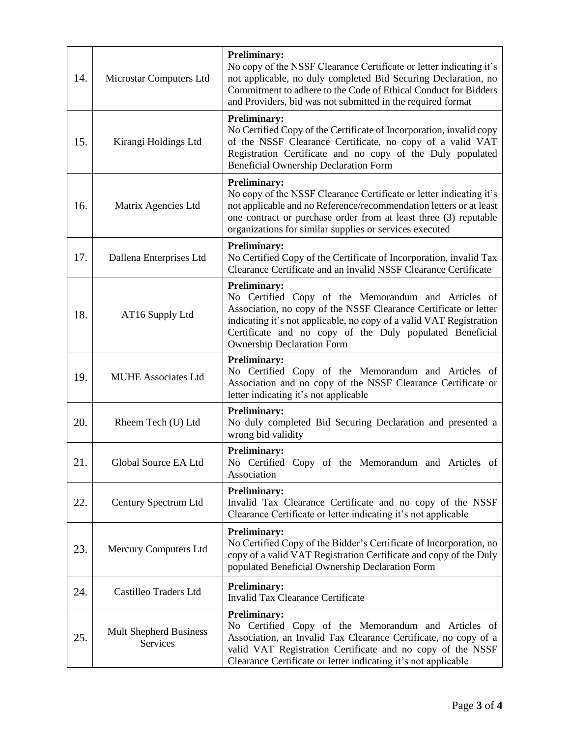| 14. | Microstar Computers Ltd | **Preliminary:**<br>No copy of the NSSF Clearance Certificate or letter indicating it's not applicable, no duly completed Bid Securing Declaration, no Commitment to adhere to the Code of Ethical Conduct for Bidders and Providers, bid was not submitted in the required format |
|---|---|---|
| 15. | Kirangi Holdings Ltd | **Preliminary:**<br>No Certified Copy of the Certificate of Incorporation, invalid copy of the NSSF Clearance Certificate, no copy of a valid VAT Registration Certificate and no copy of the Duly populated Beneficial Ownership Declaration Form |
| 16. | Matrix Agencies Ltd | **Preliminary:**<br>No copy of the NSSF Clearance Certificate or letter indicating it's not applicable and no Reference/recommendation letters or at least one contract or purchase order from at least three (3) reputable organizations for similar supplies or services executed |
| 17. | Dallena Enterprises Ltd | **Preliminary:**<br>No Certified Copy of the Certificate of Incorporation, invalid Tax Clearance Certificate and an invalid NSSF Clearance Certificate |
| 18. | AT16 Supply Ltd | **Preliminary:**<br>No Certified Copy of the Memorandum and Articles of Association, no copy of the NSSF Clearance Certificate or letter indicating it's not applicable, no copy of a valid VAT Registration Certificate and no copy of the Duly populated Beneficial Ownership Declaration Form |
| 19. | MUHE Associates Ltd | **Preliminary:**<br>No Certified Copy of the Memorandum and Articles of Association and no copy of the NSSF Clearance Certificate or letter indicating it's not applicable |
| 20. | Rheem Tech (U) Ltd | **Preliminary:**<br>No duly completed Bid Securing Declaration and presented a wrong bid validity |
| 21. | Global Source EA Ltd | **Preliminary:**<br>No Certified Copy of the Memorandum and Articles of Association |
| 22. | Century Spectrum Ltd | **Preliminary:**<br>Invalid Tax Clearance Certificate and no copy of the NSSF Clearance Certificate or letter indicating it's not applicable |
| 23. | Mercury Computers Ltd | **Preliminary:**<br>No Certified Copy of the Bidder's Certificate of Incorporation, no copy of a valid VAT Registration Certificate and copy of the Duly populated Beneficial Ownership Declaration Form |
| 24. | Castilleo Traders Ltd | **Preliminary:**<br>Invalid Tax Clearance Certificate |
| 25. | Mult Shepherd Business Services | **Preliminary:**<br>No Certified Copy of the Memorandum and Articles of Association, an Invalid Tax Clearance Certificate, no copy of a valid VAT Registration Certificate and no copy of the NSSF Clearance Certificate or letter indicating it's not applicable |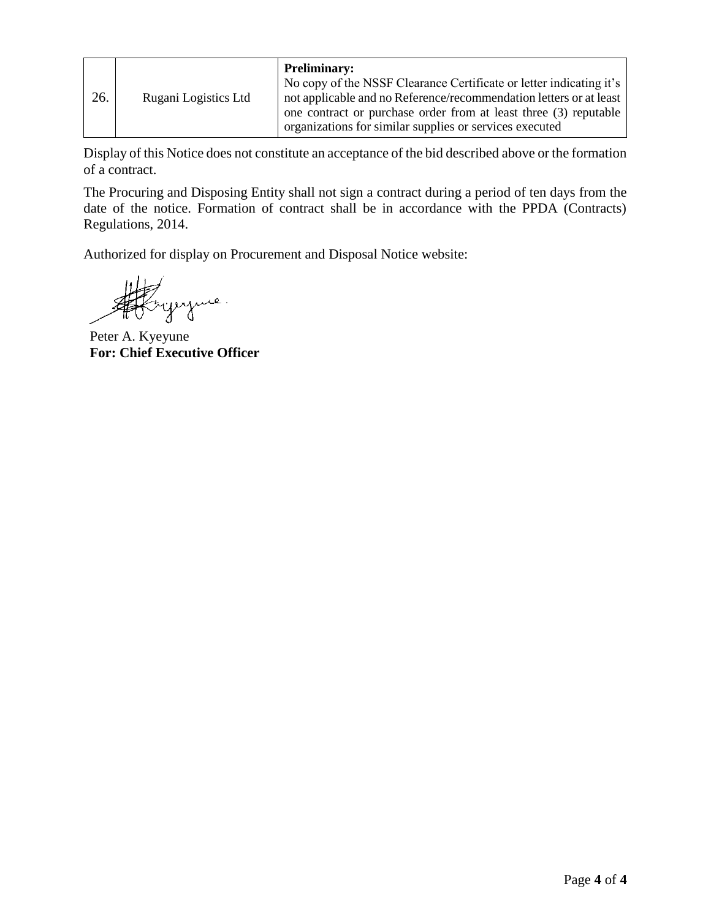| | | |
|---|---|---|
| 26. | Rugani Logistics Ltd | **Preliminary:** No copy of the NSSF Clearance Certificate or letter indicating it's not applicable and no Reference/recommendation letters or at least one contract or purchase order from at least three (3) reputable organizations for similar supplies or services executed |

Display of this Notice does not constitute an acceptance of the bid described above or the formation of a contract.

The Procuring and Disposing Entity shall not sign a contract during a period of ten days from the date of the notice. Formation of contract shall be in accordance with the PPDA (Contracts) Regulations, 2014.

Authorized for display on Procurement and Disposal Notice website:

Peter A. Kyeyune
**For: Chief Executive Officer**